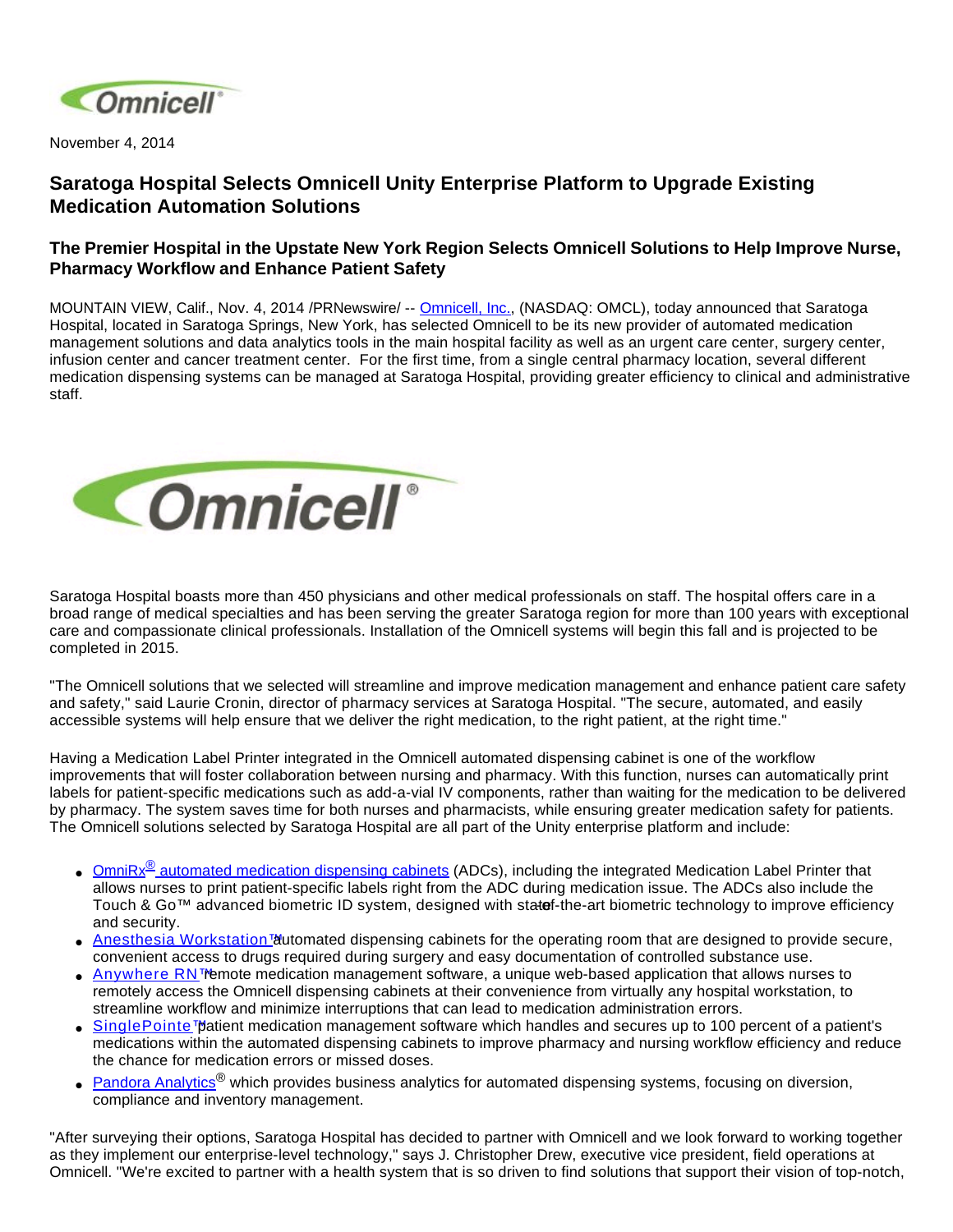November 4, 2014

# Saratoga Hospital Selects Omnicell Unity Enterprise Platform to Upgrade Existing Medication Automation Solutions

## The Premier Hospital in the Upstate New York Region Selects Omnicell Solutions to Help Improve Nurse, Pharmacy Workflow and Enhance Patient Safety

MOUNTAIN VIEW, Calif., Nov. 4, 2014 /PRNewswire/ -- Omnicell, Inc., (NASDAQ: OMCL), today announced that Saratoga Hospital, located in Saratoga Springs, New York, has selected Omnicell to be its new provider of automated medication management solutions and data analytics tools in the main hospital facility as well as an urgent care center, surgery center, infusion center and cancer treatment center. For the first time, from a single central pharmacy location, several different medication dispensing systems can be managed at Saratoga Hospital, providing greater efficiency to clinical and administrative staff.

Saratoga Hospital boasts more than 450 physicians and other medical professionals on staff. The hospital offers care in a broad range of medical specialties and has been serving the greater Saratoga region for more than 100 years with exceptional care and compassionate clinical professionals. Installation of the Omnicell systems will begin this fall and is projected to be completed in 2015.

"The Omnicell solutions that we selected will streamline and improve medication management and enhance patient care safety and safety," said Laurie Cronin, director of pharmacy services at Saratoga Hospital. "The secure, automated, and easily accessible systems will help ensure that we deliver the right medication, to the right patient, at the right time."

Having a Medication Label Printer integrated in the Omnicell automated dispensing cabinet is one of the workflow improvements that will foster collaboration between nursing and pharmacy. With this function, nurses can automatically print labels for patient-specific medications such as add-a-vial IV components, rather than waiting for the medication to be delivered by pharmacy. The system saves time for both nurses and pharmacists, while ensuring greater medication safety for patients. The Omnicell solutions selected by Saratoga Hospital are all part of the Unity enterprise platform and include:

- OmniRx® automated medication dispensing cabinets (ADCs), including the integrated Medication Label Printer that allows nurses to print patient-specific labels right from the ADC during medication issue. The ADCs also include the Touch & Go™ advanced biometric ID system, designed with state-of-the-art biometric technology to improve efficiency and security.
- Anesthesia Workstation™ automated dispensing cabinets for the operating room that are designed to provide secure, convenient access to drugs required during surgery and easy documentation of controlled substance use.
- Anywhere RN™ remote medication management software, a unique web-based application that allows nurses to remotely access the Omnicell dispensing cabinets at their convenience from virtually any hospital workstation, to streamline workflow and minimize interruptions that can lead to medication administration errors.
- SinglePointe™ patient medication management software which handles and secures up to 100 percent of a patient's medications within the automated dispensing cabinets to improve pharmacy and nursing workflow efficiency and reduce the chance for medication errors or missed doses.
- Pandora Analytics® which provides business analytics for automated dispensing systems, focusing on diversion, compliance and inventory management.

"After surveying their options, Saratoga Hospital has decided to partner with Omnicell and we look forward to working together as they implement our enterprise-level technology," says J. Christopher Drew, executive vice president, field operations at Omnicell. "We're excited to partner with a health system that is so driven to find solutions that support their vision of top-notch,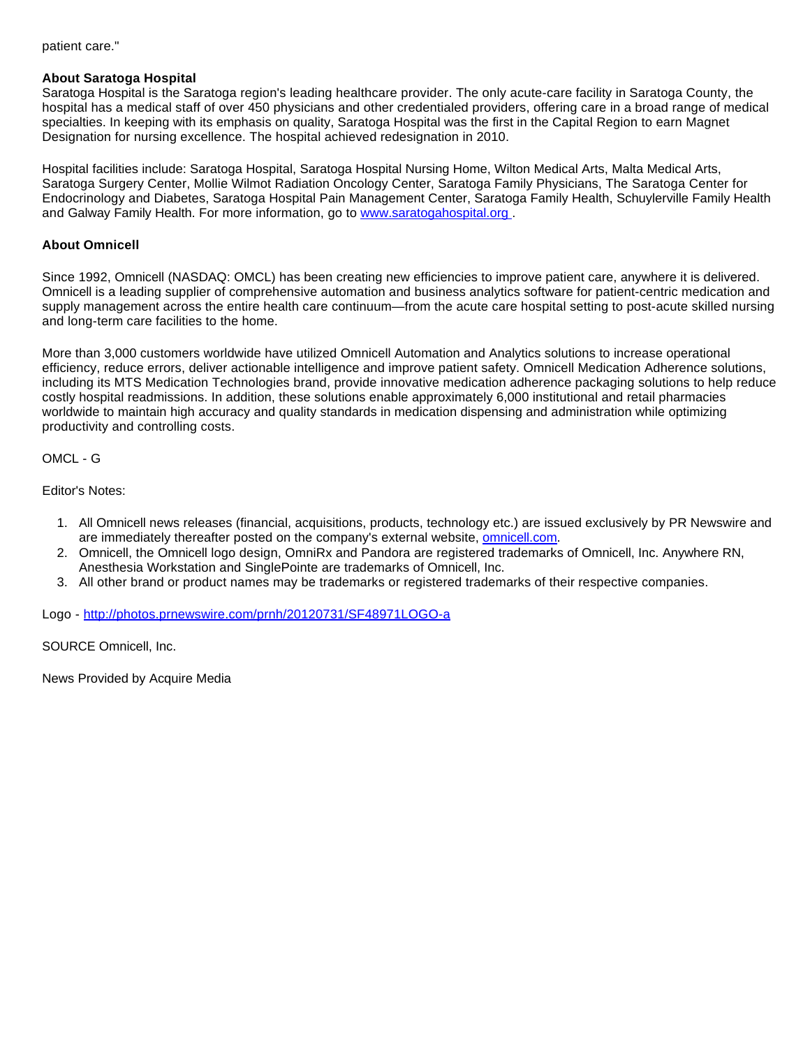patient care."

**About Saratoga Hospital**
Saratoga Hospital is the Saratoga region's leading healthcare provider. The only acute-care facility in Saratoga County, the hospital has a medical staff of over 450 physicians and other credentialed providers, offering care in a broad range of medical specialties. In keeping with its emphasis on quality, Saratoga Hospital was the first in the Capital Region to earn Magnet Designation for nursing excellence. The hospital achieved redesignation in 2010.

Hospital facilities include: Saratoga Hospital, Saratoga Hospital Nursing Home, Wilton Medical Arts, Malta Medical Arts, Saratoga Surgery Center, Mollie Wilmot Radiation Oncology Center, Saratoga Family Physicians, The Saratoga Center for Endocrinology and Diabetes, Saratoga Hospital Pain Management Center, Saratoga Family Health, Schuylerville Family Health and Galway Family Health. For more information, go to [www.saratogahospital.org](http://www.saratogahospital.org) .

**About Omnicell**

Since 1992, Omnicell (NASDAQ: OMCL) has been creating new efficiencies to improve patient care, anywhere it is delivered. Omnicell is a leading supplier of comprehensive automation and business analytics software for patient-centric medication and supply management across the entire health care continuum—from the acute care hospital setting to post-acute skilled nursing and long-term care facilities to the home.

More than 3,000 customers worldwide have utilized Omnicell Automation and Analytics solutions to increase operational efficiency, reduce errors, deliver actionable intelligence and improve patient safety. Omnicell Medication Adherence solutions, including its MTS Medication Technologies brand, provide innovative medication adherence packaging solutions to help reduce costly hospital readmissions. In addition, these solutions enable approximately 6,000 institutional and retail pharmacies worldwide to maintain high accuracy and quality standards in medication dispensing and administration while optimizing productivity and controlling costs.

OMCL - G

Editor's Notes:

1. All Omnicell news releases (financial, acquisitions, products, technology etc.) are issued exclusively by PR Newswire and are immediately thereafter posted on the company's external website, [omnicell.com](http://omnicell.com).
2. Omnicell, the Omnicell logo design, OmniRx and Pandora are registered trademarks of Omnicell, Inc. Anywhere RN, Anesthesia Workstation and SinglePointe are trademarks of Omnicell, Inc.
3. All other brand or product names may be trademarks or registered trademarks of their respective companies.

Logo - [http://photos.prnewswire.com/prnh/20120731/SF48971LOGO-a](http://photos.prnewswire.com/prnh/20120731/SF48971LOGO-a)

SOURCE Omnicell, Inc.

News Provided by Acquire Media